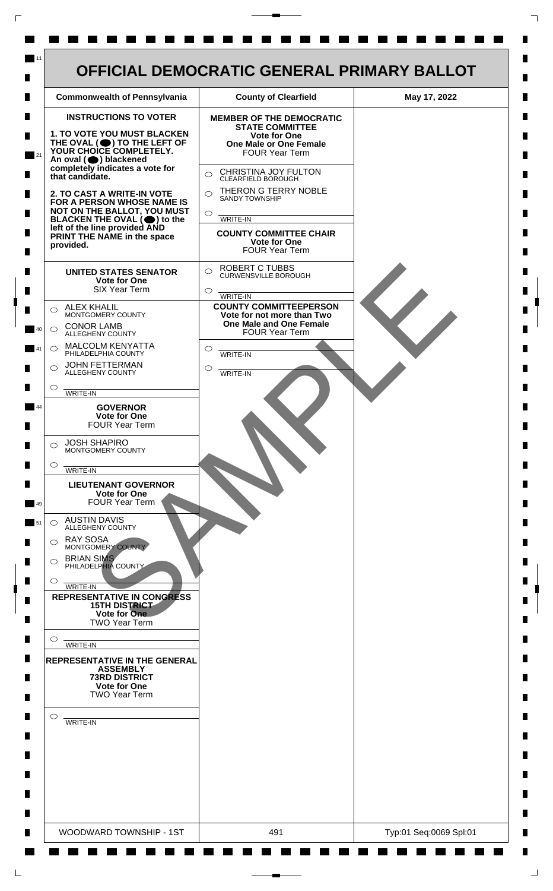# OFFICIAL DEMOCRATIC GENERAL PRIMARY BALLOT

| Commonwealth of Pennsylvania | County of Clearfield | May 17, 2022 |
|---|---|---|

## INSTRUCTIONS TO VOTER

**1. TO VOTE YOU MUST BLACKEN THE OVAL (⬬) TO THE LEFT OF YOUR CHOICE COMPLETELY.** An oval (⬬) blackened completely indicates a vote for that candidate.

**2. TO CAST A WRITE-IN VOTE FOR A PERSON WHOSE NAME IS NOT ON THE BALLOT, YOU MUST BLACKEN THE OVAL (⬬) to the left of the line provided AND PRINT THE NAME in the space provided.**

### UNITED STATES SENATOR
**Vote for One**
SIX Year Term

- ○ ALEX KHALIL — MONTGOMERY COUNTY
- ○ CONOR LAMB — ALLEGHENY COUNTY
- ○ MALCOLM KENYATTA — PHILADELPHIA COUNTY
- ○ JOHN FETTERMAN — ALLEGHENY COUNTY
- ○ WRITE-IN

### GOVERNOR
**Vote for One**
FOUR Year Term

- ○ JOSH SHAPIRO — MONTGOMERY COUNTY
- ○ WRITE-IN

### LIEUTENANT GOVERNOR
**Vote for One**
FOUR Year Term

- ○ AUSTIN DAVIS — ALLEGHENY COUNTY
- ○ RAY SOSA — MONTGOMERY COUNTY
- ○ BRIAN SIMS — PHILADELPHIA COUNTY
- ○ WRITE-IN

### REPRESENTATIVE IN CONGRESS
**15TH DISTRICT**
**Vote for One**
TWO Year Term

- ○ WRITE-IN

### REPRESENTATIVE IN THE GENERAL ASSEMBLY
**73RD DISTRICT**
**Vote for One**
TWO Year Term

- ○ WRITE-IN

### MEMBER OF THE DEMOCRATIC STATE COMMITTEE
**Vote for One**
**One Male or One Female**
FOUR Year Term

- ○ CHRISTINA JOY FULTON — CLEARFIELD BOROUGH
- ○ THERON G TERRY NOBLE — SANDY TOWNSHIP
- ○ WRITE-IN

### COUNTY COMMITTEE CHAIR
**Vote for One**
FOUR Year Term

- ○ ROBERT C TUBBS — CURWENSVILLE BOROUGH
- ○ WRITE-IN

### COUNTY COMMITTEEPERSON
**Vote for not more than Two**
**One Male and One Female**
FOUR Year Term

- ○ WRITE-IN
- ○ WRITE-IN

SAMPLE

| WOODWARD TOWNSHIP - 1ST | 491 | Typ:01 Seq:0069 Spl:01 |
|---|---|---|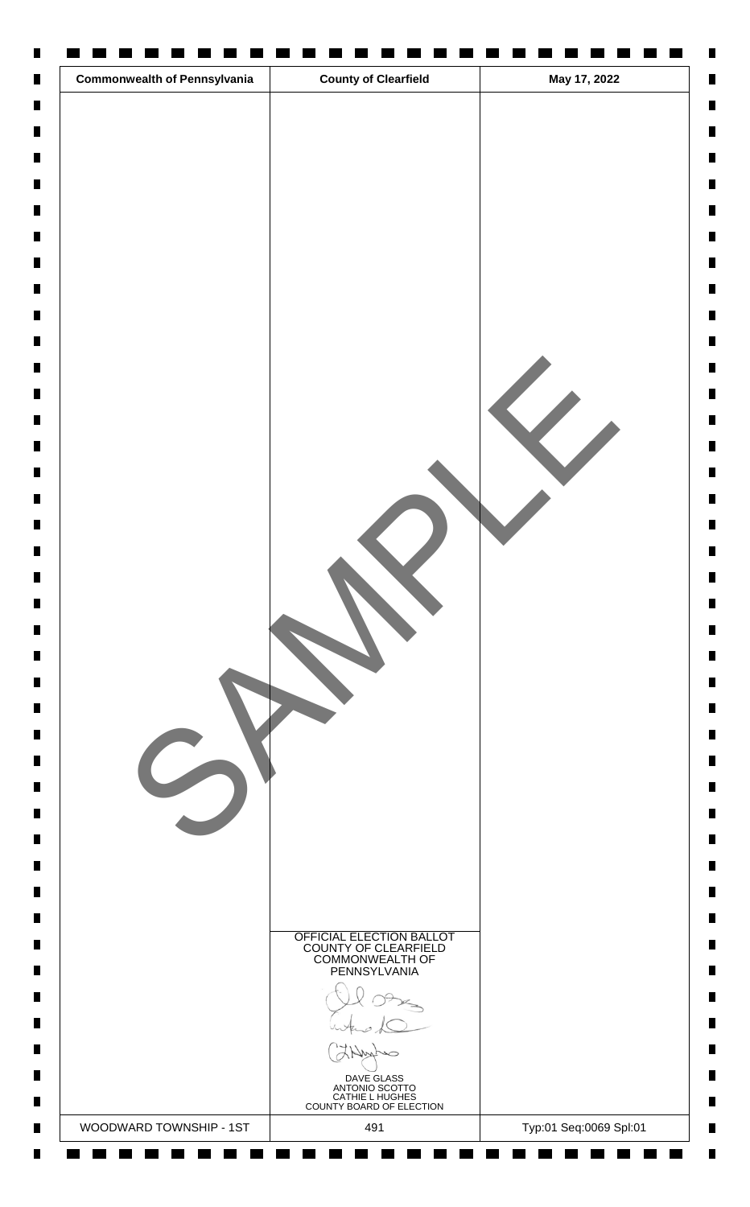| Commonwealth of Pennsylvania | County of Clearfield | May 17, 2022 |
|---|---|---|
| | OFFICIAL ELECTION BALLOT<br>COUNTY OF CLEARFIELD<br>COMMONWEALTH OF PENNSYLVANIA<br><br>DAVE GLASS<br>ANTONIO SCOTTO<br>CATHIE L HUGHES<br>COUNTY BOARD OF ELECTION | |
| WOODWARD TOWNSHIP - 1ST | 491 | Typ:01 Seq:0069 Spl:01 |

SAMPLE